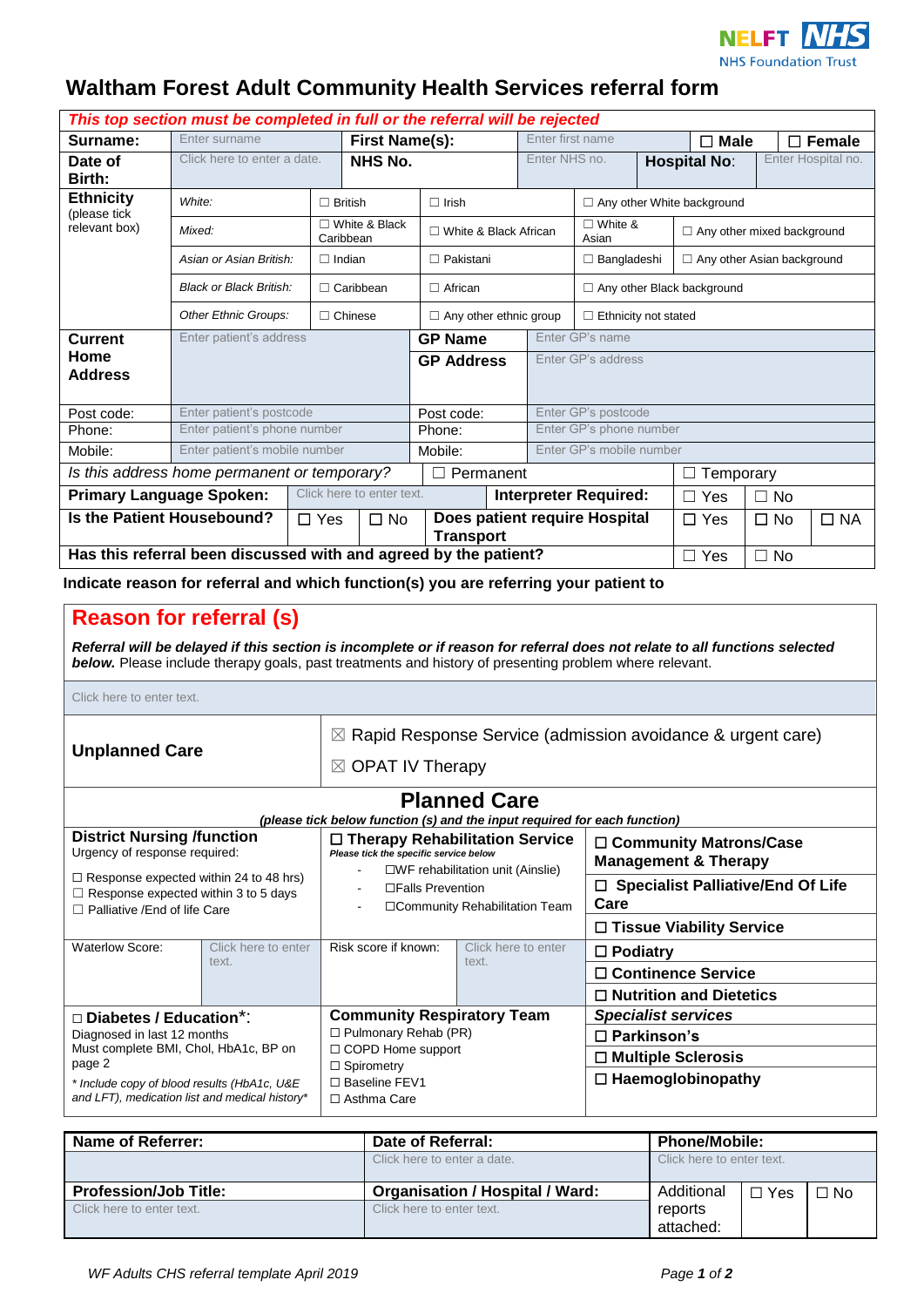NELFT NHS
NHS Foundation Trust

# Waltham Forest Adult Community Health Services referral form

| *This top section must be completed in full or the referral will be rejected* | | | | | | | |
|---|---|---|---|---|---|---|---|
| **Surname:** | Enter surname | **First Name(s):** | Enter first name | | ☐ **Male** | ☐ **Female** | |
| **Date of Birth:** | Click here to enter a date. | **NHS No.** | Enter NHS no. | **Hospital No:** | Enter Hospital no. | | |

| **Ethnicity** (please tick relevant box) | | | | |
|---|---|---|---|---|
| *White:* | ☐ British | ☐ Irish | ☐ Any other White background | |
| *Mixed:* | ☐ White & Black Caribbean | ☐ White & Black African | ☐ White & Asian | ☐ Any other mixed background |
| *Asian or Asian British:* | ☐ Indian | ☐ Pakistani | ☐ Bangladeshi | ☐ Any other Asian background |
| *Black or Black British:* | ☐ Caribbean | ☐ African | ☐ Any other Black background | |
| *Other Ethnic Groups:* | ☐ Chinese | ☐ Any other ethnic group | ☐ Ethnicity not stated | |

| | | | |
|---|---|---|---|
| **Current Home Address** | Enter patient's address | **GP Name** | Enter GP's name |
| | | **GP Address** | Enter GP's address |
| Post code: | Enter patient's postcode | Post code: | Enter GP's postcode |
| Phone: | Enter patient's phone number | Phone: | Enter GP's phone number |
| Mobile: | Enter patient's mobile number | Mobile: | Enter GP's mobile number |

| | | | | | |
|---|---|---|---|---|---|
| *Is this address home permanent or temporary?* | | ☐ Permanent | | ☐ Temporary | |
| **Primary Language Spoken:** | Click here to enter text. | **Interpreter Required:** | | ☐ Yes | ☐ No |
| **Is the Patient Housebound?** | ☐ Yes ☐ No | **Does patient require Hospital Transport** | ☐ Yes | ☐ No | ☐ NA |
| **Has this referral been discussed with and agreed by the patient?** | | | | ☐ Yes | ☐ No |

**Indicate reason for referral and which function(s) you are referring your patient to**

## Reason for referral (s)

***Referral will be delayed if this section is incomplete or if reason for referral does not relate to all functions selected below.*** Please include therapy goals, past treatments and history of presenting problem where relevant.

Click here to enter text.

| | |
|---|---|
| **Unplanned Care** | ☒ Rapid Response Service (admission avoidance & urgent care)<br>☒ OPAT IV Therapy |

## Planned Care

***(please tick below function (s) and the input required for each function)***

| | | | | |
|---|---|---|---|---|
| **District Nursing /function**<br>Urgency of response required:<br>☐ Response expected within 24 to 48 hrs)<br>☐ Response expected within 3 to 5 days<br>☐ Palliative /End of life Care | | **☐ Therapy Rehabilitation Service**<br>***Please tick the specific service below***<br>- ☐WF rehabilitation unit (Ainslie)<br>- ☐Falls Prevention<br>- ☐Community Rehabilitation Team | | **☐ Community Matrons/Case Management & Therapy**<br>**☐ Specialist Palliative/End Of Life Care**<br>**☐ Tissue Viability Service** |
| Waterlow Score: | Click here to enter text. | Risk score if known: | Click here to enter text. | **☐ Podiatry**<br>**☐ Continence Service**<br>**☐ Nutrition and Dietetics** |
| **☐ Diabetes / Education***:<br>Diagnosed in last 12 months<br>Must complete BMI, Chol, HbA1c, BP on page 2<br>*\* Include copy of blood results (HbA1c, U&E and LFT), medication list and medical history\** | | **Community Respiratory Team**<br>☐ Pulmonary Rehab (PR)<br>☐ COPD Home support<br>☐ Spirometry<br>☐ Baseline FEV1<br>☐ Asthma Care | | ***Specialist services***<br>**☐ Parkinson's**<br>**☐ Multiple Sclerosis**<br>**☐ Haemoglobinopathy** |

| **Name of Referrer:** | **Date of Referral:** | **Phone/Mobile:** | | |
|---|---|---|---|---|
| | Click here to enter a date. | Click here to enter text. | | |
| **Profession/Job Title:** | **Organisation / Hospital / Ward:** | Additional reports attached: | ☐ Yes | ☐ No |
| Click here to enter text. | Click here to enter text. | | | |

*WF Adults CHS referral template April 2019*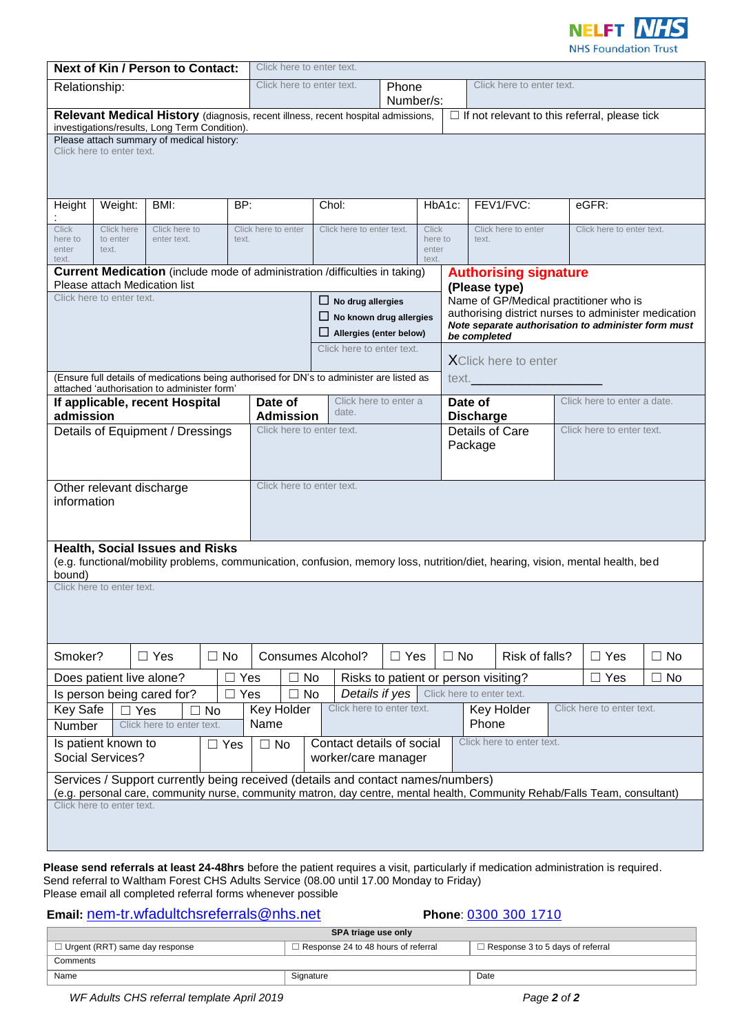| | | | |
|---|---|---|---|
| **Next of Kin / Person to Contact:** | Click here to enter text. | | |
| Relationship: | Click here to enter text. | Phone Number/s: | Click here to enter text. |

**Relevant Medical History** (diagnosis, recent illness, recent hospital admissions, investigations/results, Long Term Condition). ☐ If not relevant to this referral, please tick

Please attach summary of medical history:
Click here to enter text.

| Height: | Weight: | BMI: | BP: | Chol: | HbA1c: | FEV1/FVC: | eGFR: |
|---|---|---|---|---|---|---|---|
| Click here to enter text. | Click here to enter text. | Click here to enter text. | Click here to enter text. | Click here to enter text. | Click here to enter text. | Click here to enter text. | Click here to enter text. |

**Current Medication** (include mode of administration /difficulties in taking)
Please attach Medication list

Click here to enter text.

☐ **No drug allergies**
☐ **No known drug allergies**
☐ **Allergies (enter below)**
Click here to enter text.

(Ensure full details of medications being authorised for DN's to administer are listed as attached 'authorisation to administer form'

**Authorising signature (Please type)**
Name of GP/Medical practitioner who is authorising district nurses to administer medication
***Note separate authorisation to administer form must be completed***

XClick here to enter text.____________________

| | | | |
|---|---|---|---|
| **If applicable, recent Hospital admission** | **Date of Admission** Click here to enter a date. | **Date of Discharge** | Click here to enter a date. |
| Details of Equipment / Dressings | Click here to enter text. | Details of Care Package | Click here to enter text. |
| Other relevant discharge information | Click here to enter text. | | |

**Health, Social Issues and Risks**
(e.g. functional/mobility problems, communication, confusion, memory loss, nutrition/diet, hearing, vision, mental health, bed bound)
Click here to enter text.

| | | | | | | | | |
|---|---|---|---|---|---|---|---|---|
| Smoker? | ☐ Yes | ☐ No | Consumes Alcohol? | ☐ Yes | ☐ No | Risk of falls? | ☐ Yes | ☐ No |
| Does patient live alone? | ☐ Yes | ☐ No | Risks to patient or person visiting? | | | | ☐ Yes | ☐ No |
| Is person being cared for? | ☐ Yes | ☐ No | *Details if yes* | Click here to enter text. | | | | |

| | | | | | |
|---|---|---|---|---|---|
| Key Safe | ☐ Yes | ☐ No | Key Holder Name | Click here to enter text. | Key Holder Phone: Click here to enter text. |
| Number | Click here to enter text. | | | | |
| Is patient known to Social Services? | ☐ Yes | ☐ No | Contact details of social worker/care manager | Click here to enter text. | |

Services / Support currently being received (details and contact names/numbers)
(e.g. personal care, community nurse, community matron, day centre, mental health, Community Rehab/Falls Team, consultant)
Click here to enter text.

**Please send referrals at least 24-48hrs** before the patient requires a visit, particularly if medication administration is required.
Send referral to Waltham Forest CHS Adults Service (08.00 until 17.00 Monday to Friday)
Please email all completed referral forms whenever possible

**Email:** nem-tr.wfadultchsreferrals@nhs.net **Phone**: 0300 300 1710

| **SPA triage use only** | | |
|---|---|---|
| ☐ Urgent (RRT) same day response | ☐ Response 24 to 48 hours of referral | ☐ Response 3 to 5 days of referral |
| Comments | | |
| Name | Signature | Date |

*WF Adults CHS referral template April 2019*